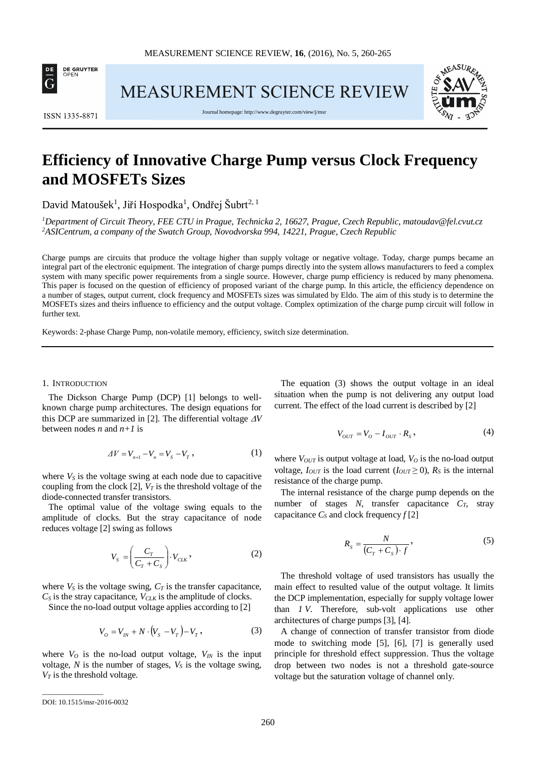# Efficiency of Innovative Charge Pump versus Clock Frequency and MOSFETs Sizes

David Matoušek[1], Jiří Hospodka[1], Ondřej Šubrt[2, 1]

[1]*Department of Circuit Theory, FEE CTU in Prague, Technicka 2, 16627, Prague, Czech Republic, matoudav@fel.cvut.cz*
[2]*ASICentrum, a company of the Swatch Group, Novodvorska 994, 14221, Prague, Czech Republic*

Charge pumps are circuits that produce the voltage higher than supply voltage or negative voltage. Today, charge pumps became an integral part of the electronic equipment. The integration of charge pumps directly into the system allows manufacturers to feed a complex system with many specific power requirements from a single source. However, charge pump efficiency is reduced by many phenomena. This paper is focused on the question of efficiency of proposed variant of the charge pump. In this article, the efficiency dependence on a number of stages, output current, clock frequency and MOSFETs sizes was simulated by Eldo. The aim of this study is to determine the MOSFETs sizes and theirs influence to efficiency and the output voltage. Complex optimization of the charge pump circuit will follow in further text.

Keywords: 2-phase Charge Pump, non-volatile memory, efficiency, switch size determination.

## 1. Introduction

The Dickson Charge Pump (DCP) [1] belongs to well-known charge pump architectures. The design equations for this DCP are summarized in [2]. The differential voltage $\Delta V$ between nodes $n$ and $n+1$ is

$$\Delta V = V_{n+1} - V_n = V_S - V_T\,, \tag{1}$$

where $V_S$ is the voltage swing at each node due to capacitive coupling from the clock [2], $V_T$ is the threshold voltage of the diode-connected transfer transistors.

The optimal value of the voltage swing equals to the amplitude of clocks. But the stray capacitance of node reduces voltage [2] swing as follows

$$V_S = \left(\frac{C_T}{C_T + C_S}\right) \cdot V_{CLK}\,, \tag{2}$$

where $V_S$ is the voltage swing, $C_T$ is the transfer capacitance, $C_S$ is the stray capacitance, $V_{CLK}$ is the amplitude of clocks.

Since the no-load output voltage applies according to [2]

$$V_O = V_{IN} + N \cdot (V_S - V_T) - V_T\,, \tag{3}$$

where $V_O$ is the no-load output voltage, $V_{IN}$ is the input voltage, $N$ is the number of stages, $V_S$ is the voltage swing, $V_T$ is the threshold voltage.

The equation (3) shows the output voltage in an ideal situation when the pump is not delivering any output load current. The effect of the load current is described by [2]

$$V_{OUT} = V_O - I_{OUT} \cdot R_S\,, \tag{4}$$

where $V_{OUT}$ is output voltage at load, $V_O$ is the no-load output voltage, $I_{OUT}$ is the load current ($I_{OUT} \geq 0$), $R_S$ is the internal resistance of the charge pump.

The internal resistance of the charge pump depends on the number of stages $N$, transfer capacitance $C_T$, stray capacitance $C_S$ and clock frequency $f$ [2]

$$R_S = \frac{N}{(C_T + C_S) \cdot f}\,, \tag{5}$$

The threshold voltage of used transistors has usually the main effect to resulted value of the output voltage. It limits the DCP implementation, especially for supply voltage lower than *1 V*. Therefore, sub-volt applications use other architectures of charge pumps [3], [4].

A change of connection of transfer transistor from diode mode to switching mode [5], [6], [7] is generally used principle for threshold effect suppression. Thus the voltage drop between two nodes is not a threshold gate-source voltage but the saturation voltage of channel only.

DOI: 10.1515/msr-2016-0032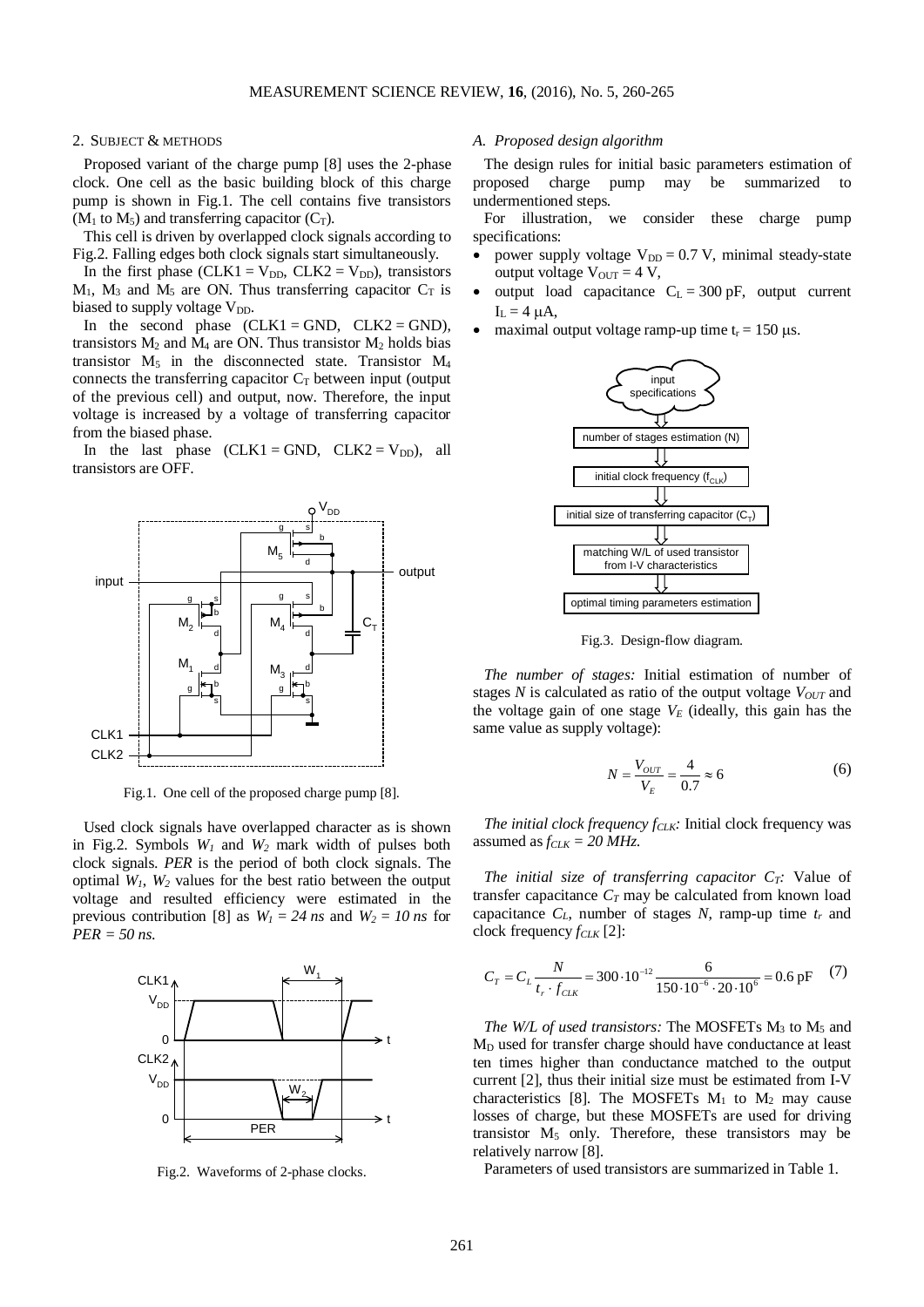## 2. SUBJECT & METHODS

Proposed variant of the charge pump [8] uses the 2-phase clock. One cell as the basic building block of this charge pump is shown in Fig.1. The cell contains five transistors ($M_1$ to $M_5$) and transferring capacitor ($C_T$).

This cell is driven by overlapped clock signals according to Fig.2. Falling edges both clock signals start simultaneously.

In the first phase ($CLK1 = V_{DD}$, $CLK2 = V_{DD}$), transistors $M_1$, $M_3$ and $M_5$ are ON. Thus transferring capacitor $C_T$ is biased to supply voltage $V_{DD}$.

In the second phase ($CLK1 = GND$, $CLK2 = GND$), transistors $M_2$ and $M_4$ are ON. Thus transistor $M_2$ holds bias transistor $M_5$ in the disconnected state. Transistor $M_4$ connects the transferring capacitor $C_T$ between input (output of the previous cell) and output, now. Therefore, the input voltage is increased by a voltage of transferring capacitor from the biased phase.

In the last phase ($CLK1 = GND$, $CLK2 = V_{DD}$), all transistors are OFF.

Fig.1. One cell of the proposed charge pump [8].

Used clock signals have overlapped character as is shown in Fig.2. Symbols $W_1$ and $W_2$ mark width of pulses both clock signals. *PER* is the period of both clock signals. The optimal $W_1$, $W_2$ values for the best ratio between the output voltage and resulted efficiency were estimated in the previous contribution [8] as $W_1 = 24\ ns$ and $W_2 = 10\ ns$ for $PER = 50\ ns$.

Fig.2. Waveforms of 2-phase clocks.

### A. Proposed design algorithm

The design rules for initial basic parameters estimation of proposed charge pump may be summarized to undermentioned steps.

For illustration, we consider these charge pump specifications:

- power supply voltage $V_{DD} = 0.7$ V, minimal steady-state output voltage $V_{OUT} = 4$ V,
- output load capacitance $C_L = 300$ pF, output current $I_L = 4$ μA,
- maximal output voltage ramp-up time $t_r = 150$ μs.

Fig.3. Design-flow diagram.

*The number of stages:* Initial estimation of number of stages $N$ is calculated as ratio of the output voltage $V_{OUT}$ and the voltage gain of one stage $V_E$ (ideally, this gain has the same value as supply voltage):

$$N = \frac{V_{OUT}}{V_E} = \frac{4}{0.7} \approx 6 \tag{6}$$

*The initial clock frequency $f_{CLK}$:* Initial clock frequency was assumed as $f_{CLK} = 20\ MHz$.

*The initial size of transferring capacitor $C_T$:* Value of transfer capacitance $C_T$ may be calculated from known load capacitance $C_L$, number of stages $N$, ramp-up time $t_r$ and clock frequency $f_{CLK}$ [2]:

$$C_T = C_L \frac{N}{t_r \cdot f_{CLK}} = 300 \cdot 10^{-12} \frac{6}{150 \cdot 10^{-6} \cdot 20 \cdot 10^{6}} = 0.6\ \text{pF} \tag{7}$$

*The W/L of used transistors:* The MOSFETs $M_3$ to $M_5$ and $M_D$ used for transfer charge should have conductance at least ten times higher than conductance matched to the output current [2], thus their initial size must be estimated from I-V characteristics [8]. The MOSFETs $M_1$ to $M_2$ may cause losses of charge, but these MOSFETs are used for driving transistor $M_5$ only. Therefore, these transistors may be relatively narrow [8].

Parameters of used transistors are summarized in Table 1.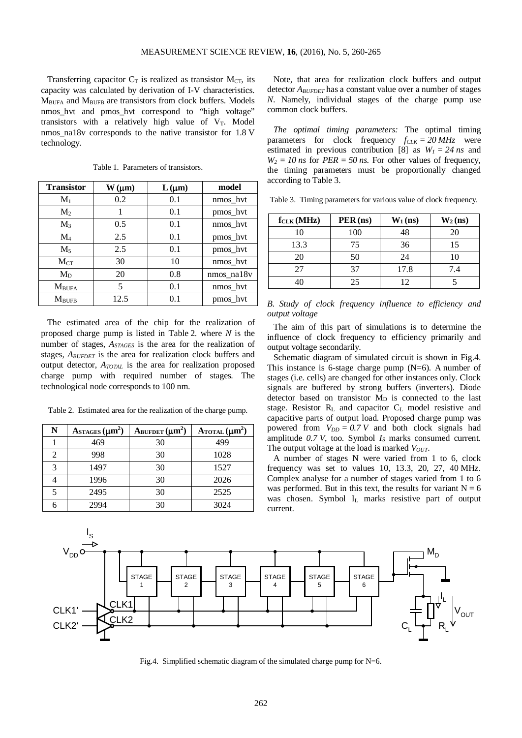Transferring capacitor $C_T$ is realized as transistor $M_{CT}$, its capacity was calculated by derivation of I-V characteristics. $M_{BUFA}$ and $M_{BUFB}$ are transistors from clock buffers. Models nmos_hvt and pmos_hvt correspond to "high voltage" transistors with a relatively high value of $V_T$. Model nmos_na18v corresponds to the native transistor for 1.8 V technology.

Table 1. Parameters of transistors.

| Transistor | W (μm) | L (μm) | model |
|---|---|---|---|
| $M_1$ | 0.2 | 0.1 | nmos_hvt |
| $M_2$ | 1 | 0.1 | pmos_hvt |
| $M_3$ | 0.5 | 0.1 | nmos_hvt |
| $M_4$ | 2.5 | 0.1 | pmos_hvt |
| $M_5$ | 2.5 | 0.1 | pmos_hvt |
| $M_{CT}$ | 30 | 10 | nmos_hvt |
| $M_D$ | 20 | 0.8 | nmos_na18v |
| $M_{BUFA}$ | 5 | 0.1 | nmos_hvt |
| $M_{BUFB}$ | 12.5 | 0.1 | pmos_hvt |

The estimated area of the chip for the realization of proposed charge pump is listed in Table 2. where *N* is the number of stages, $A_{STAGES}$ is the area for the realization of stages, $A_{BUFDET}$ is the area for realization clock buffers and output detector, $A_{TOTAL}$ is the area for realization proposed charge pump with required number of stages. The technological node corresponds to 100 nm.

Table 2. Estimated area for the realization of the charge pump.

| N | $A_{STAGES}$ (μm²) | $A_{BUFDET}$ (μm²) | $A_{TOTAL}$ (μm²) |
|---|---|---|---|
| 1 | 469 | 30 | 499 |
| 2 | 998 | 30 | 1028 |
| 3 | 1497 | 30 | 1527 |
| 4 | 1996 | 30 | 2026 |
| 5 | 2495 | 30 | 2525 |
| 6 | 2994 | 30 | 3024 |

Note, that area for realization clock buffers and output detector $A_{BUFDET}$ has a constant value over a number of stages *N*. Namely, individual stages of the charge pump use common clock buffers.

*The optimal timing parameters:* The optimal timing parameters for clock frequency $f_{CLK} = 20\,MHz$ were estimated in previous contribution [8] as $W_1 = 24\,ns$ and $W_2 = 10\,ns$ for $PER = 50\,ns$. For other values of frequency, the timing parameters must be proportionally changed according to Table 3.

Table 3. Timing parameters for various value of clock frequency.

| $f_{CLK}$ (MHz) | PER (ns) | $W_1$ (ns) | $W_2$ (ns) |
|---|---|---|---|
| 10 | 100 | 48 | 20 |
| 13.3 | 75 | 36 | 15 |
| 20 | 50 | 24 | 10 |
| 27 | 37 | 17.8 | 7.4 |
| 40 | 25 | 12 | 5 |

*B. Study of clock frequency influence to efficiency and output voltage*

The aim of this part of simulations is to determine the influence of clock frequency to efficiency primarily and output voltage secondarily.

Schematic diagram of simulated circuit is shown in Fig.4. This instance is 6-stage charge pump (N=6). A number of stages (i.e. cells) are changed for other instances only. Clock signals are buffered by strong buffers (inverters). Diode detector based on transistor $M_D$ is connected to the last stage. Resistor $R_L$ and capacitor $C_L$ model resistive and capacitive parts of output load. Proposed charge pump was powered from $V_{DD} = 0.7\,V$ and both clock signals had amplitude $0.7\,V$, too. Symbol $I_S$ marks consumed current. The output voltage at the load is marked $V_{OUT}$.

A number of stages N were varied from 1 to 6, clock frequency was set to values 10, 13.3, 20, 27, 40 MHz. Complex analyse for a number of stages varied from 1 to 6 was performed. But in this text, the results for variant N = 6 was chosen. Symbol $I_L$ marks resistive part of output current.

Fig.4. Simplified schematic diagram of the simulated charge pump for N=6.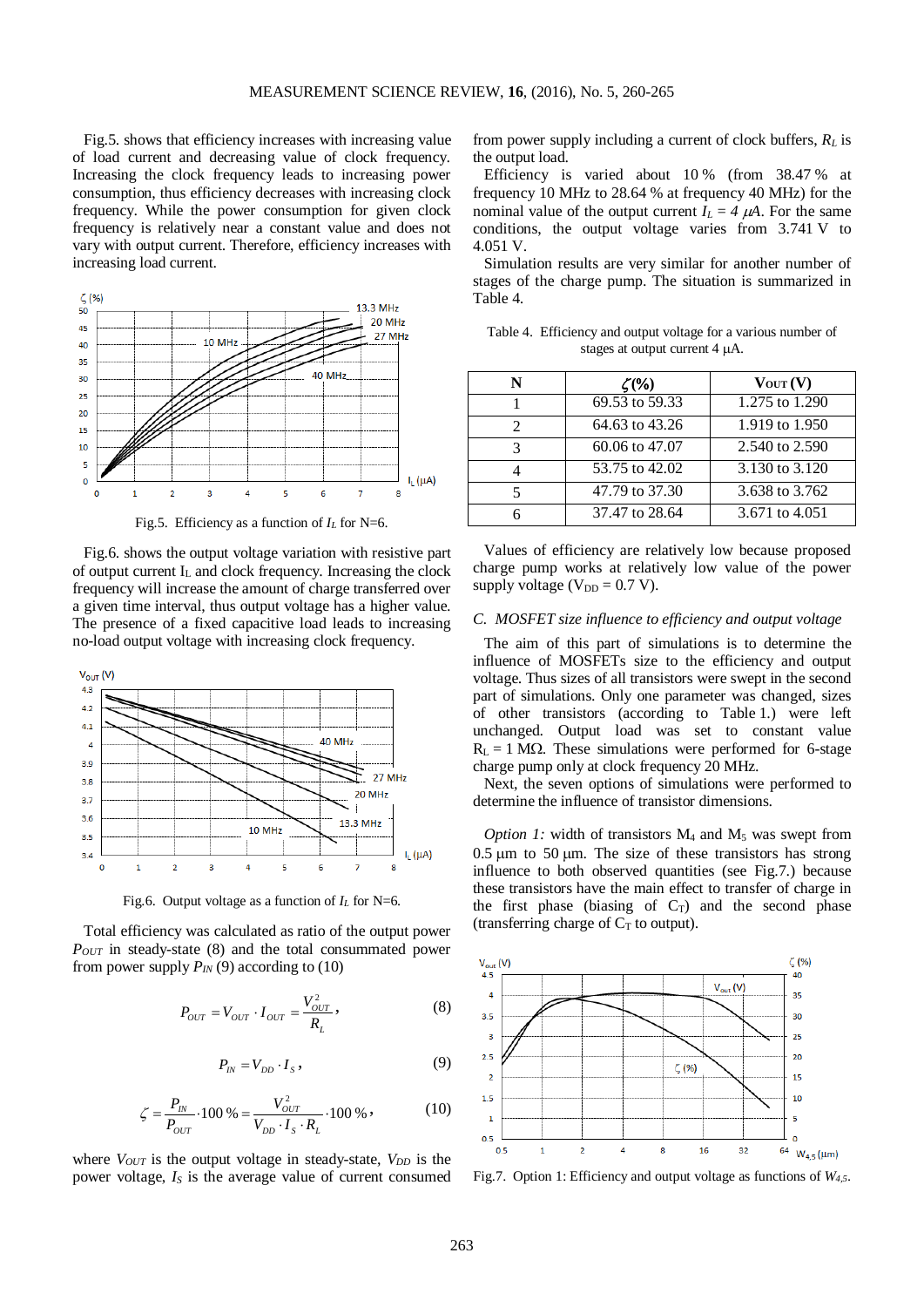Fig.5. shows that efficiency increases with increasing value of load current and decreasing value of clock frequency. Increasing the clock frequency leads to increasing power consumption, thus efficiency decreases with increasing clock frequency. While the power consumption for given clock frequency is relatively near a constant value and does not vary with output current. Therefore, efficiency increases with increasing load current.

Fig.5. Efficiency as a function of $I_L$ for N=6.

Fig.6. shows the output voltage variation with resistive part of output current $I_L$ and clock frequency. Increasing the clock frequency will increase the amount of charge transferred over a given time interval, thus output voltage has a higher value. The presence of a fixed capacitive load leads to increasing no-load output voltage with increasing clock frequency.

Fig.6. Output voltage as a function of $I_L$ for N=6.

Total efficiency was calculated as ratio of the output power $P_{OUT}$ in steady-state (8) and the total consummated power from power supply $P_{IN}$ (9) according to (10)

$$P_{OUT} = V_{OUT} \cdot I_{OUT} = \frac{V_{OUT}^2}{R_L}, \tag{8}$$

$$P_{IN} = V_{DD} \cdot I_S, \tag{9}$$

$$\zeta = \frac{P_{IN}}{P_{OUT}} \cdot 100\,\% = \frac{V_{OUT}^2}{V_{DD} \cdot I_S \cdot R_L} \cdot 100\,\%, \tag{10}$$

where $V_{OUT}$ is the output voltage in steady-state, $V_{DD}$ is the power voltage, $I_S$ is the average value of current consumed from power supply including a current of clock buffers, $R_L$ is the output load.

Efficiency is varied about 10 % (from 38.47 % at frequency 10 MHz to 28.64 % at frequency 40 MHz) for the nominal value of the output current $I_L = 4\ \mu A$. For the same conditions, the output voltage varies from 3.741 V to 4.051 V.

Simulation results are very similar for another number of stages of the charge pump. The situation is summarized in Table 4.

Table 4. Efficiency and output voltage for a various number of stages at output current 4 μA.

| N | ζ(%) | $V_{OUT}$ (V) |
|---|---|---|
| 1 | 69.53 to 59.33 | 1.275 to 1.290 |
| 2 | 64.63 to 43.26 | 1.919 to 1.950 |
| 3 | 60.06 to 47.07 | 2.540 to 2.590 |
| 4 | 53.75 to 42.02 | 3.130 to 3.120 |
| 5 | 47.79 to 37.30 | 3.638 to 3.762 |
| 6 | 37.47 to 28.64 | 3.671 to 4.051 |

Values of efficiency are relatively low because proposed charge pump works at relatively low value of the power supply voltage ($V_{DD}$ = 0.7 V).

### *C. MOSFET size influence to efficiency and output voltage*

The aim of this part of simulations is to determine the influence of MOSFETs size to the efficiency and output voltage. Thus sizes of all transistors were swept in the second part of simulations. Only one parameter was changed, sizes of other transistors (according to Table 1.) were left unchanged. Output load was set to constant value $R_L$ = 1 MΩ. These simulations were performed for 6-stage charge pump only at clock frequency 20 MHz.

Next, the seven options of simulations were performed to determine the influence of transistor dimensions.

*Option 1:* width of transistors $M_4$ and $M_5$ was swept from 0.5 μm to 50 μm. The size of these transistors has strong influence to both observed quantities (see Fig.7.) because these transistors have the main effect to transfer of charge in the first phase (biasing of $C_T$) and the second phase (transferring charge of $C_T$ to output).

Fig.7. Option 1: Efficiency and output voltage as functions of $W_{4,5}$.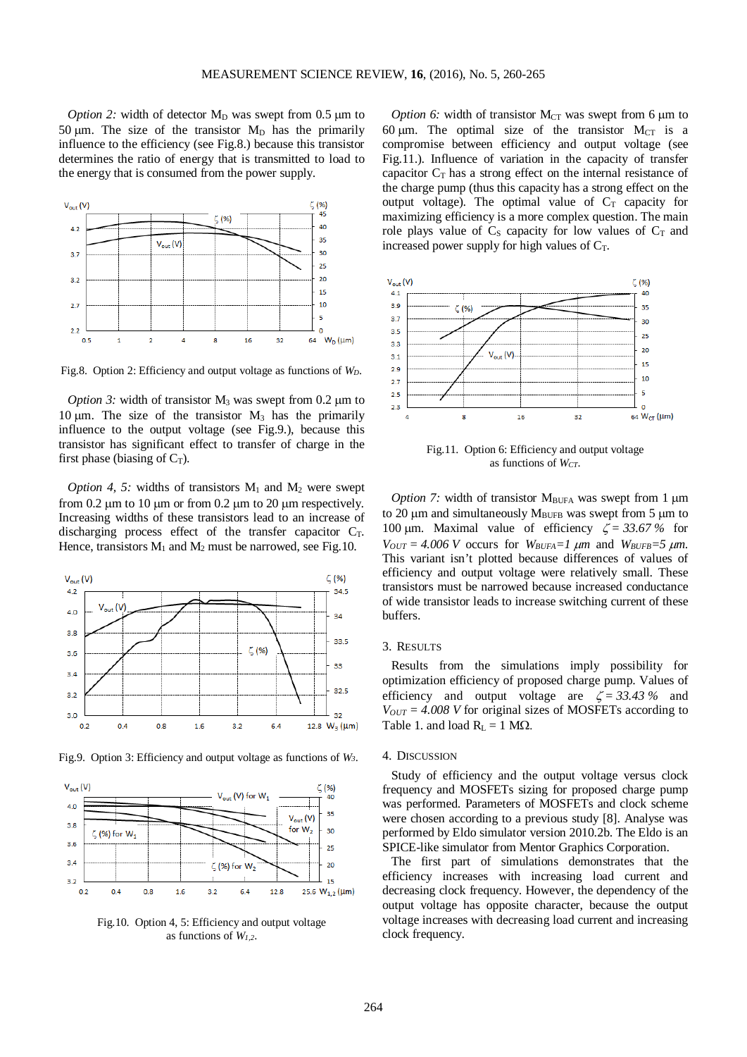*Option 2:* width of detector $M_D$ was swept from 0.5 µm to 50 µm. The size of the transistor $M_D$ has the primarily influence to the efficiency (see Fig.8.) because this transistor determines the ratio of energy that is transmitted to load to the energy that is consumed from the power supply.

Fig.8. Option 2: Efficiency and output voltage as functions of $W_D$.

*Option 3:* width of transistor $M_3$ was swept from 0.2 µm to 10 µm. The size of the transistor $M_3$ has the primarily influence to the output voltage (see Fig.9.), because this transistor has significant effect to transfer of charge in the first phase (biasing of $C_T$).

*Option 4, 5:* widths of transistors $M_1$ and $M_2$ were swept from 0.2 µm to 10 µm or from 0.2 µm to 20 µm respectively. Increasing widths of these transistors lead to an increase of discharging process effect of the transfer capacitor $C_T$. Hence, transistors $M_1$ and $M_2$ must be narrowed, see Fig.10.

Fig.9. Option 3: Efficiency and output voltage as functions of $W_3$.

Fig.10. Option 4, 5: Efficiency and output voltage as functions of $W_{1,2}$.

*Option 6:* width of transistor $M_{CT}$ was swept from 6 µm to 60 µm. The optimal size of the transistor $M_{CT}$ is a compromise between efficiency and output voltage (see Fig.11.). Influence of variation in the capacity of transfer capacitor $C_T$ has a strong effect on the internal resistance of the charge pump (thus this capacity has a strong effect on the output voltage). The optimal value of $C_T$ capacity for maximizing efficiency is a more complex question. The main role plays value of $C_S$ capacity for low values of $C_T$ and increased power supply for high values of $C_T$.

Fig.11. Option 6: Efficiency and output voltage as functions of $W_{CT}$.

*Option 7:* width of transistor $M_{BUFA}$ was swept from 1 µm to 20 µm and simultaneously $M_{BUFB}$ was swept from 5 µm to 100 µm. Maximal value of efficiency $\zeta = 33.67\ \%$ for $V_{OUT} = 4.006\ V$ occurs for $W_{BUFA} = 1\ \mu m$ and $W_{BUFB} = 5\ \mu m$. This variant isn't plotted because differences of values of efficiency and output voltage were relatively small. These transistors must be narrowed because increased conductance of wide transistor leads to increase switching current of these buffers.

## 3. Results

Results from the simulations imply possibility for optimization efficiency of proposed charge pump. Values of efficiency and output voltage are $\zeta = 33.43\ \%$ and $V_{OUT} = 4.008\ V$ for original sizes of MOSFETs according to Table 1. and load $R_L$ = 1 MΩ.

## 4. Discussion

Study of efficiency and the output voltage versus clock frequency and MOSFETs sizing for proposed charge pump was performed. Parameters of MOSFETs and clock scheme were chosen according to a previous study [8]. Analyse was performed by Eldo simulator version 2010.2b. The Eldo is an SPICE-like simulator from Mentor Graphics Corporation.

The first part of simulations demonstrates that the efficiency increases with increasing load current and decreasing clock frequency. However, the dependency of the output voltage has opposite character, because the output voltage increases with decreasing load current and increasing clock frequency.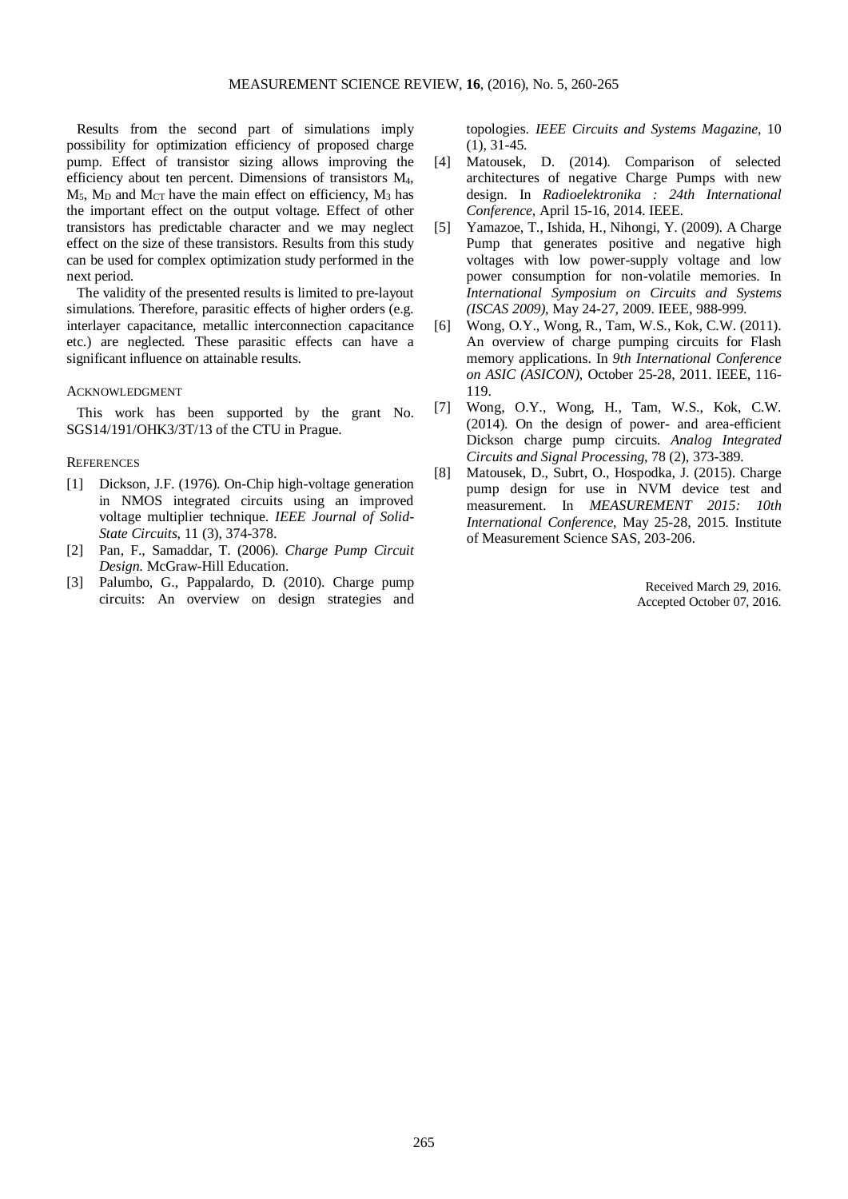Results from the second part of simulations imply possibility for optimization efficiency of proposed charge pump. Effect of transistor sizing allows improving the efficiency about ten percent. Dimensions of transistors $M_4$, $M_5$, $M_D$ and $M_{CT}$ have the main effect on efficiency, $M_3$ has the important effect on the output voltage. Effect of other transistors has predictable character and we may neglect effect on the size of these transistors. Results from this study can be used for complex optimization study performed in the next period.

The validity of the presented results is limited to pre-layout simulations. Therefore, parasitic effects of higher orders (e.g. interlayer capacitance, metallic interconnection capacitance etc.) are neglected. These parasitic effects can have a significant influence on attainable results.

## ACKNOWLEDGMENT

This work has been supported by the grant No. SGS14/191/OHK3/3T/13 of the CTU in Prague.

## REFERENCES

[1] Dickson, J.F. (1976). On-Chip high-voltage generation in NMOS integrated circuits using an improved voltage multiplier technique. *IEEE Journal of Solid-State Circuits*, 11 (3), 374-378.

[2] Pan, F., Samaddar, T. (2006). *Charge Pump Circuit Design*. McGraw-Hill Education.

[3] Palumbo, G., Pappalardo, D. (2010). Charge pump circuits: An overview on design strategies and topologies. *IEEE Circuits and Systems Magazine*, 10 (1), 31-45.

[4] Matousek, D. (2014). Comparison of selected architectures of negative Charge Pumps with new design. In *Radioelektronika : 24th International Conference*, April 15-16, 2014. IEEE.

[5] Yamazoe, T., Ishida, H., Nihongi, Y. (2009). A Charge Pump that generates positive and negative high voltages with low power-supply voltage and low power consumption for non-volatile memories. In *International Symposium on Circuits and Systems (ISCAS 2009)*, May 24-27, 2009. IEEE, 988-999.

[6] Wong, O.Y., Wong, R., Tam, W.S., Kok, C.W. (2011). An overview of charge pumping circuits for Flash memory applications. In *9th International Conference on ASIC (ASICON)*, October 25-28, 2011. IEEE, 116-119.

[7] Wong, O.Y., Wong, H., Tam, W.S., Kok, C.W. (2014). On the design of power- and area-efficient Dickson charge pump circuits. *Analog Integrated Circuits and Signal Processing*, 78 (2), 373-389.

[8] Matousek, D., Subrt, O., Hospodka, J. (2015). Charge pump design for use in NVM device test and measurement. In *MEASUREMENT 2015: 10th International Conference*, May 25-28, 2015. Institute of Measurement Science SAS, 203-206.

Received March 29, 2016.
Accepted October 07, 2016.